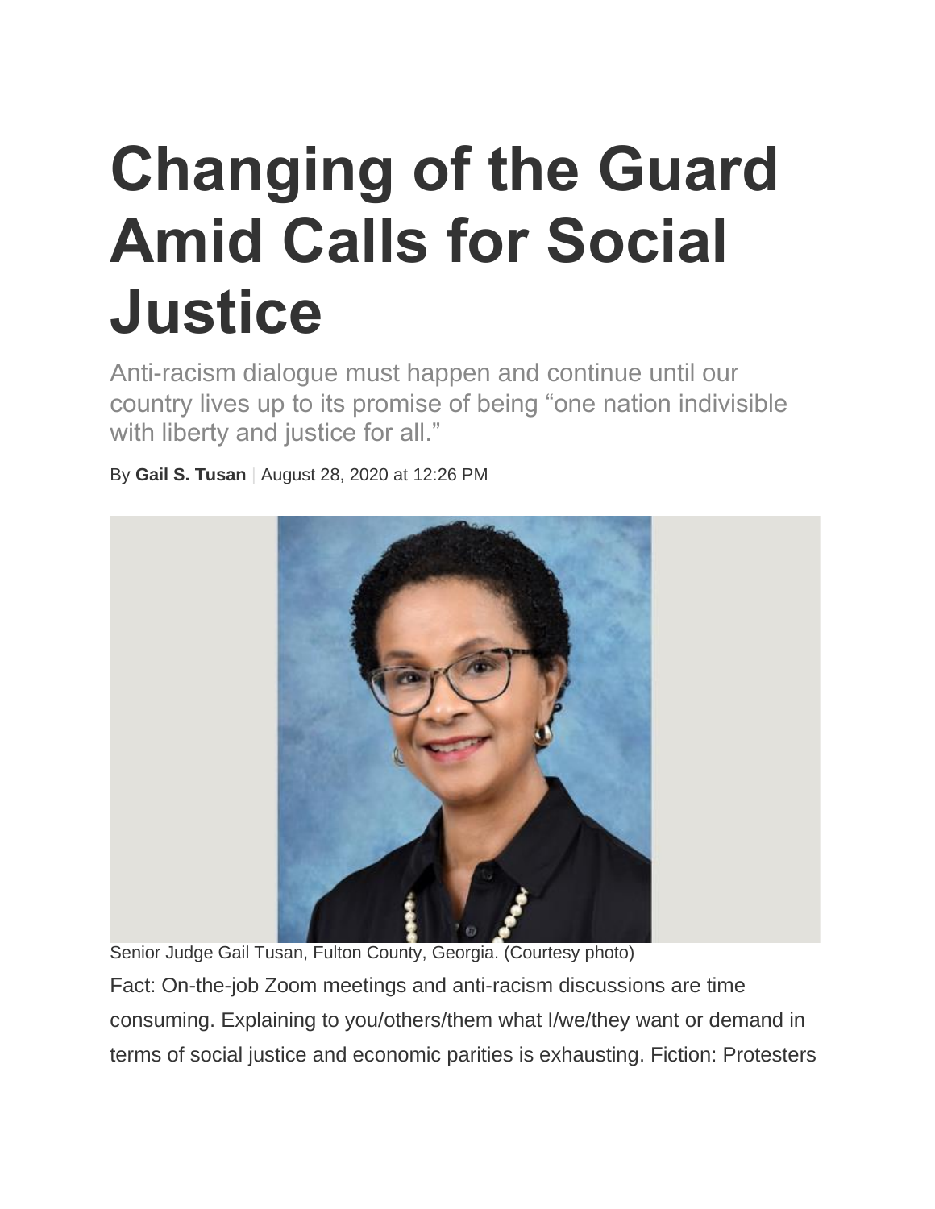# Changing of the Guard Amid Calls for Social Justice

Anti-racism dialogue must happen and continue until our country lives up to its promise of being "one nation indivisible with liberty and justice for all."

By **Gail S. Tusan** | August 28, 2020 at 12:26 PM

Senior Judge Gail Tusan, Fulton County, Georgia. (Courtesy photo)

Fact: On-the-job Zoom meetings and anti-racism discussions are time consuming. Explaining to you/others/them what I/we/they want or demand in terms of social justice and economic parities is exhausting. Fiction: Protesters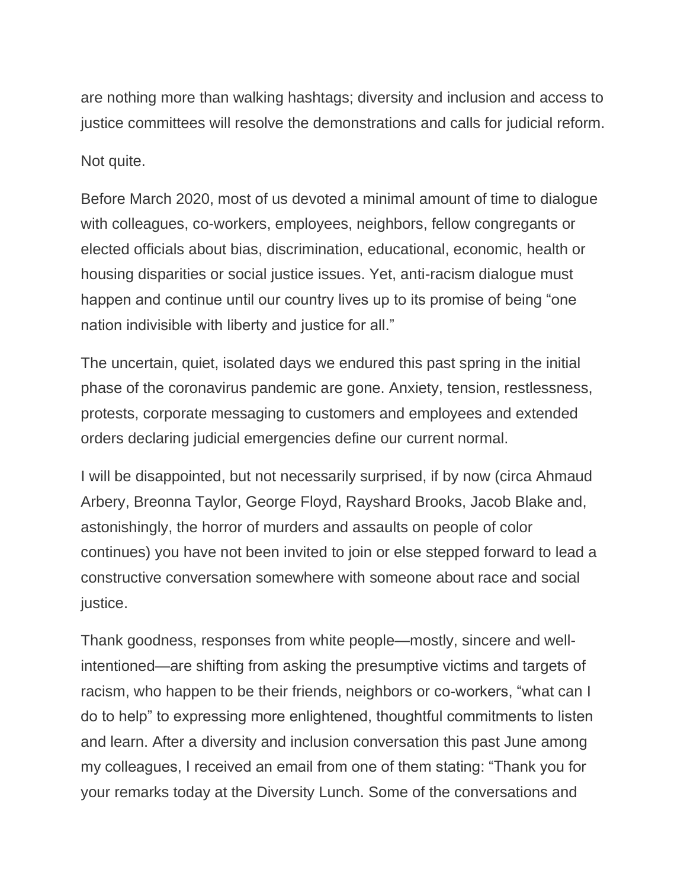are nothing more than walking hashtags; diversity and inclusion and access to justice committees will resolve the demonstrations and calls for judicial reform.

Not quite.

Before March 2020, most of us devoted a minimal amount of time to dialogue with colleagues, co-workers, employees, neighbors, fellow congregants or elected officials about bias, discrimination, educational, economic, health or housing disparities or social justice issues. Yet, anti-racism dialogue must happen and continue until our country lives up to its promise of being "one nation indivisible with liberty and justice for all."

The uncertain, quiet, isolated days we endured this past spring in the initial phase of the coronavirus pandemic are gone. Anxiety, tension, restlessness, protests, corporate messaging to customers and employees and extended orders declaring judicial emergencies define our current normal.

I will be disappointed, but not necessarily surprised, if by now (circa Ahmaud Arbery, Breonna Taylor, George Floyd, Rayshard Brooks, Jacob Blake and, astonishingly, the horror of murders and assaults on people of color continues) you have not been invited to join or else stepped forward to lead a constructive conversation somewhere with someone about race and social justice.

Thank goodness, responses from white people—mostly, sincere and well-intentioned—are shifting from asking the presumptive victims and targets of racism, who happen to be their friends, neighbors or co-workers, "what can I do to help" to expressing more enlightened, thoughtful commitments to listen and learn. After a diversity and inclusion conversation this past June among my colleagues, I received an email from one of them stating: "Thank you for your remarks today at the Diversity Lunch. Some of the conversations and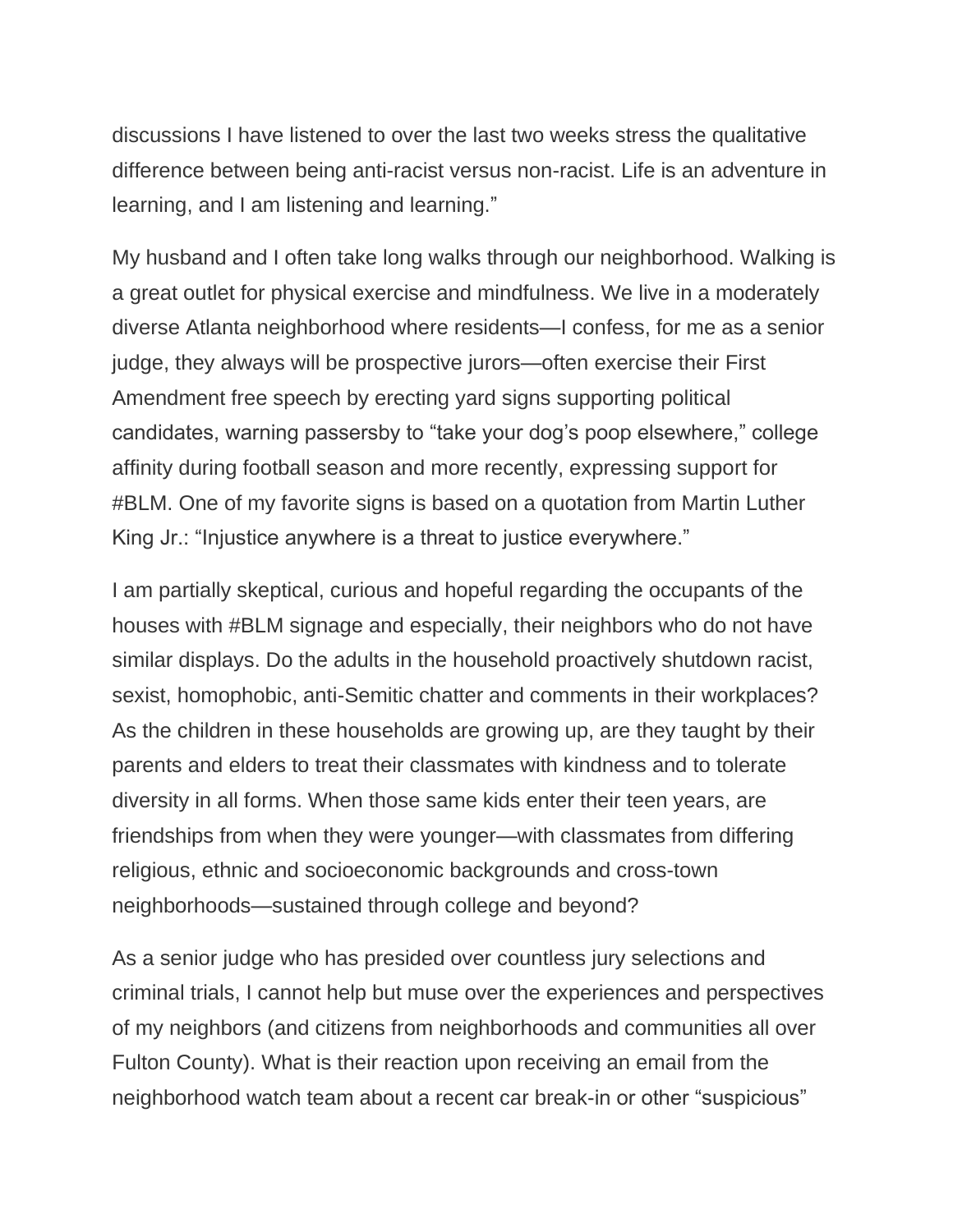discussions I have listened to over the last two weeks stress the qualitative difference between being anti-racist versus non-racist. Life is an adventure in learning, and I am listening and learning."

My husband and I often take long walks through our neighborhood. Walking is a great outlet for physical exercise and mindfulness. We live in a moderately diverse Atlanta neighborhood where residents—I confess, for me as a senior judge, they always will be prospective jurors—often exercise their First Amendment free speech by erecting yard signs supporting political candidates, warning passersby to "take your dog's poop elsewhere," college affinity during football season and more recently, expressing support for #BLM. One of my favorite signs is based on a quotation from Martin Luther King Jr.: "Injustice anywhere is a threat to justice everywhere."

I am partially skeptical, curious and hopeful regarding the occupants of the houses with #BLM signage and especially, their neighbors who do not have similar displays. Do the adults in the household proactively shutdown racist, sexist, homophobic, anti-Semitic chatter and comments in their workplaces? As the children in these households are growing up, are they taught by their parents and elders to treat their classmates with kindness and to tolerate diversity in all forms. When those same kids enter their teen years, are friendships from when they were younger—with classmates from differing religious, ethnic and socioeconomic backgrounds and cross-town neighborhoods—sustained through college and beyond?

As a senior judge who has presided over countless jury selections and criminal trials, I cannot help but muse over the experiences and perspectives of my neighbors (and citizens from neighborhoods and communities all over Fulton County). What is their reaction upon receiving an email from the neighborhood watch team about a recent car break-in or other "suspicious"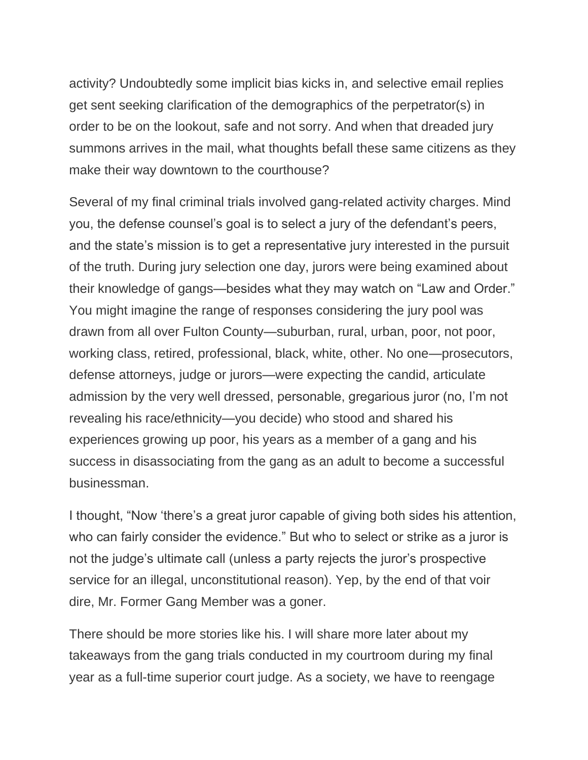activity? Undoubtedly some implicit bias kicks in, and selective email replies get sent seeking clarification of the demographics of the perpetrator(s) in order to be on the lookout, safe and not sorry. And when that dreaded jury summons arrives in the mail, what thoughts befall these same citizens as they make their way downtown to the courthouse?

Several of my final criminal trials involved gang-related activity charges. Mind you, the defense counsel's goal is to select a jury of the defendant's peers, and the state's mission is to get a representative jury interested in the pursuit of the truth. During jury selection one day, jurors were being examined about their knowledge of gangs—besides what they may watch on "Law and Order." You might imagine the range of responses considering the jury pool was drawn from all over Fulton County—suburban, rural, urban, poor, not poor, working class, retired, professional, black, white, other. No one—prosecutors, defense attorneys, judge or jurors—were expecting the candid, articulate admission by the very well dressed, personable, gregarious juror (no, I'm not revealing his race/ethnicity—you decide) who stood and shared his experiences growing up poor, his years as a member of a gang and his success in disassociating from the gang as an adult to become a successful businessman.

I thought, "Now 'there's a great juror capable of giving both sides his attention, who can fairly consider the evidence." But who to select or strike as a juror is not the judge's ultimate call (unless a party rejects the juror's prospective service for an illegal, unconstitutional reason). Yep, by the end of that voir dire, Mr. Former Gang Member was a goner.

There should be more stories like his. I will share more later about my takeaways from the gang trials conducted in my courtroom during my final year as a full-time superior court judge. As a society, we have to reengage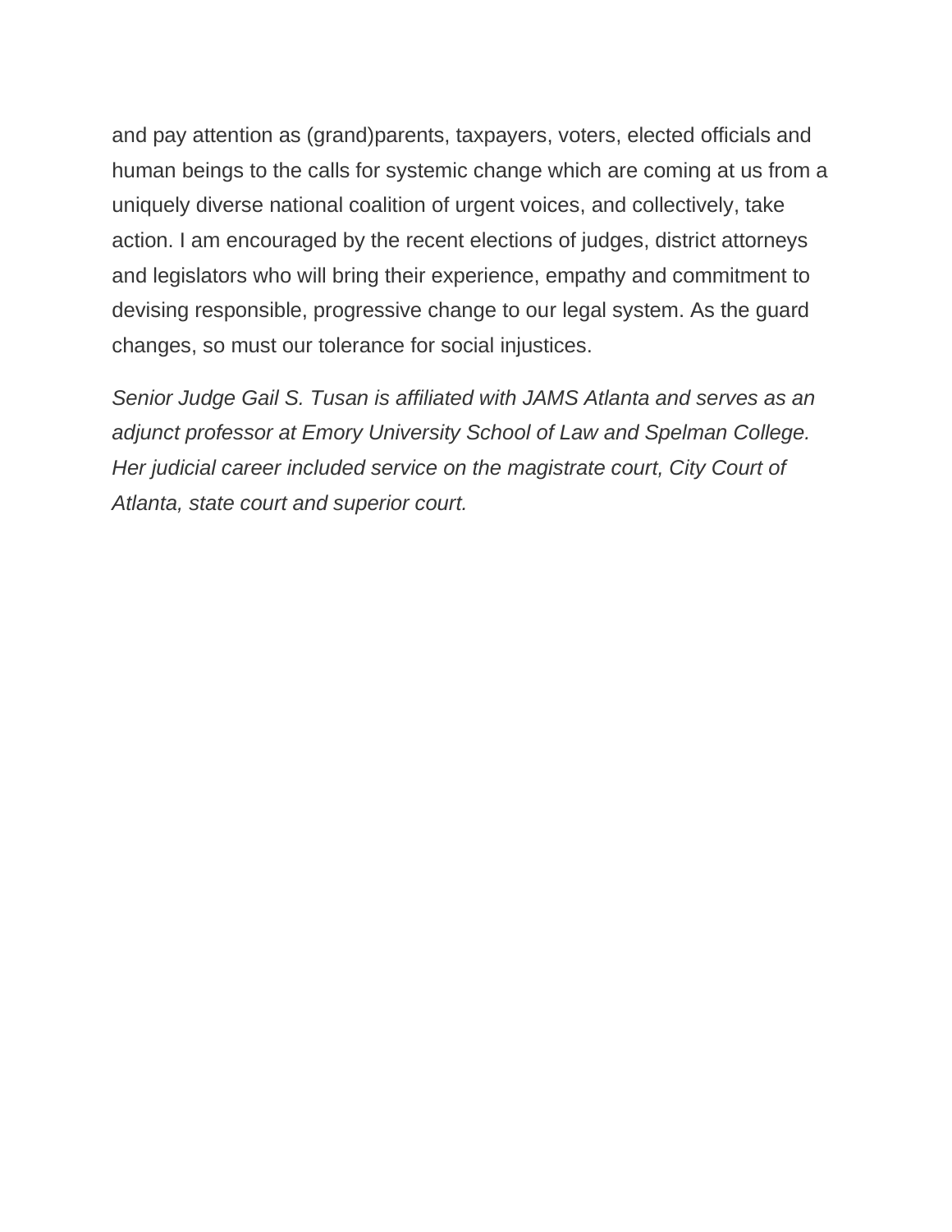and pay attention as (grand)parents, taxpayers, voters, elected officials and human beings to the calls for systemic change which are coming at us from a uniquely diverse national coalition of urgent voices, and collectively, take action. I am encouraged by the recent elections of judges, district attorneys and legislators who will bring their experience, empathy and commitment to devising responsible, progressive change to our legal system. As the guard changes, so must our tolerance for social injustices.

*Senior Judge Gail S. Tusan is affiliated with JAMS Atlanta and serves as an adjunct professor at Emory University School of Law and Spelman College. Her judicial career included service on the magistrate court, City Court of Atlanta, state court and superior court.*